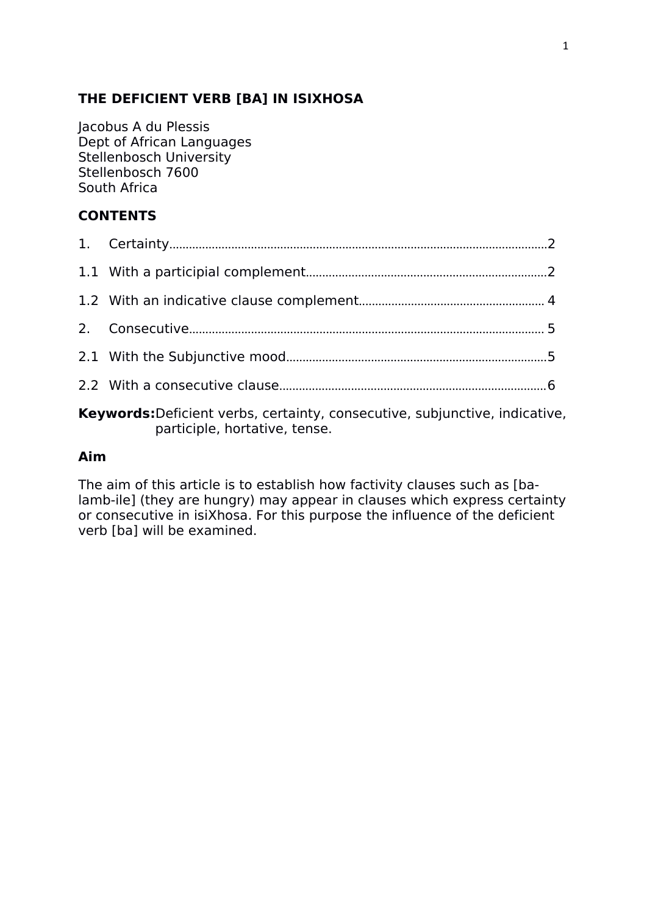# THE DEFICIENT VERB [BA] IN ISIXHOSA

Jacobus A du Plessis
Dept of African Languages
Stellenbosch University
Stellenbosch 7600
South Africa

## CONTENTS

1. Certainty....................2
1.1 With a participial complement....................2
1.2 With an indicative clause complement.................... 4
2. Consecutive.................... 5
2.1 With the Subjunctive mood....................5
2.2 With a consecutive clause....................6

**Keywords:** Deficient verbs, certainty, consecutive, subjunctive, indicative, participle, hortative, tense.

## Aim

The aim of this article is to establish how factivity clauses such as [ba-lamb-ile] (they are hungry) may appear in clauses which express certainty or consecutive in isiXhosa. For this purpose the influence of the deficient verb [ba] will be examined.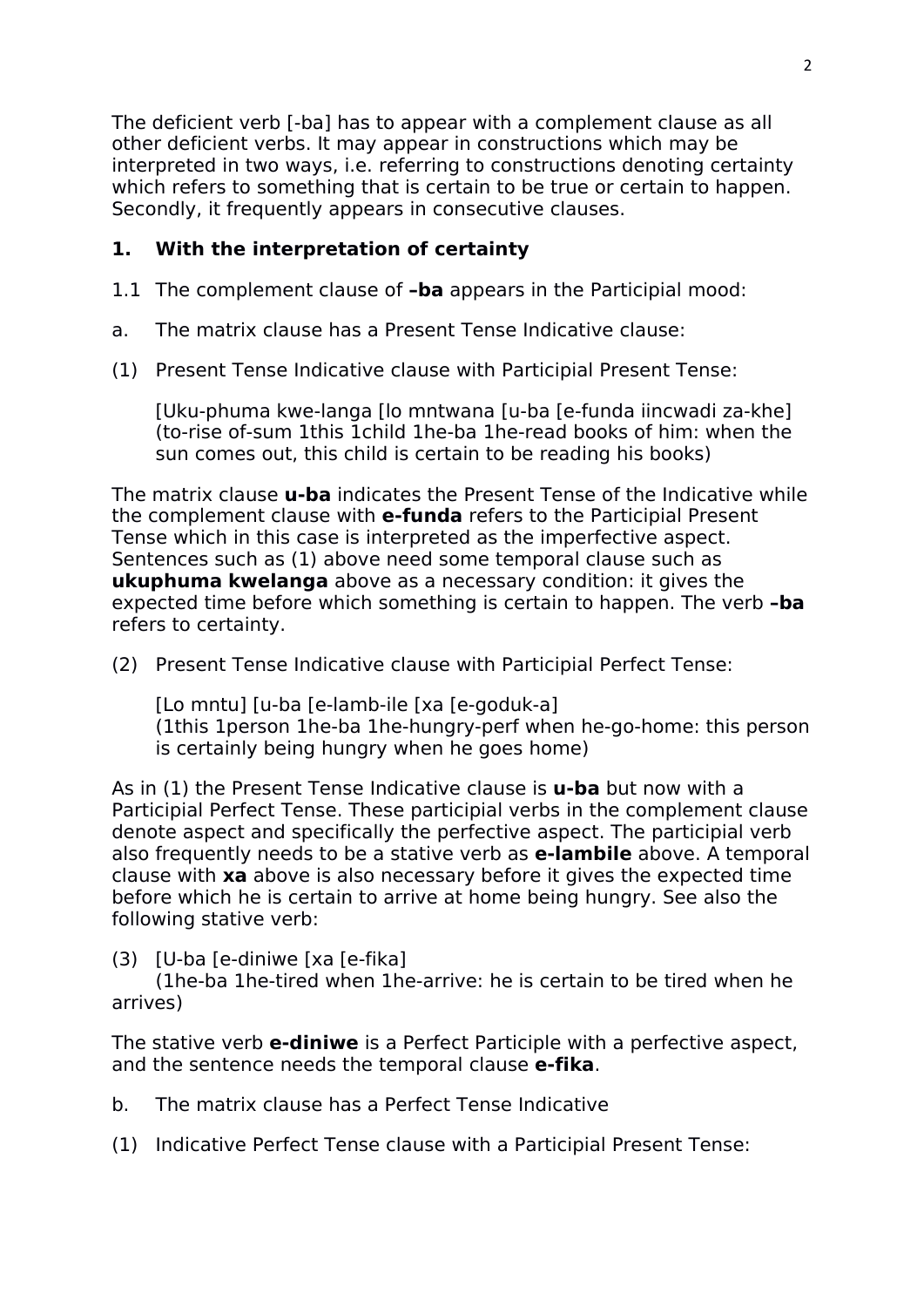The deficient verb [-ba] has to appear with a complement clause as all other deficient verbs. It may appear in constructions which may be interpreted in two ways, i.e. referring to constructions denoting certainty which refers to something that is certain to be true or certain to happen. Secondly, it frequently appears in consecutive clauses.

**1. With the interpretation of certainty**

1.1 The complement clause of **–ba** appears in the Participial mood:

a. The matrix clause has a Present Tense Indicative clause:

(1) Present Tense Indicative clause with Participial Present Tense:

[Uku-phuma kwe-langa [lo mntwana [u-ba [e-funda iincwadi za-khe]
(to-rise of-sum 1this 1child 1he-ba 1he-read books of him: when the sun comes out, this child is certain to be reading his books)

The matrix clause **u-ba** indicates the Present Tense of the Indicative while the complement clause with **e-funda** refers to the Participial Present Tense which in this case is interpreted as the imperfective aspect. Sentences such as (1) above need some temporal clause such as **ukuphuma kwelanga** above as a necessary condition: it gives the expected time before which something is certain to happen. The verb **–ba** refers to certainty.

(2) Present Tense Indicative clause with Participial Perfect Tense:

[Lo mntu] [u-ba [e-lamb-ile [xa [e-goduk-a]
(1this 1person 1he-ba 1he-hungry-perf when he-go-home: this person is certainly being hungry when he goes home)

As in (1) the Present Tense Indicative clause is **u-ba** but now with a Participial Perfect Tense. These participial verbs in the complement clause denote aspect and specifically the perfective aspect. The participial verb also frequently needs to be a stative verb as **e-lambile** above. A temporal clause with **xa** above is also necessary before it gives the expected time before which he is certain to arrive at home being hungry. See also the following stative verb:

(3) [U-ba [e-diniwe [xa [e-fika]
(1he-ba 1he-tired when 1he-arrive: he is certain to be tired when he arrives)

The stative verb **e-diniwe** is a Perfect Participle with a perfective aspect, and the sentence needs the temporal clause **e-fika**.

b. The matrix clause has a Perfect Tense Indicative

(1) Indicative Perfect Tense clause with a Participial Present Tense: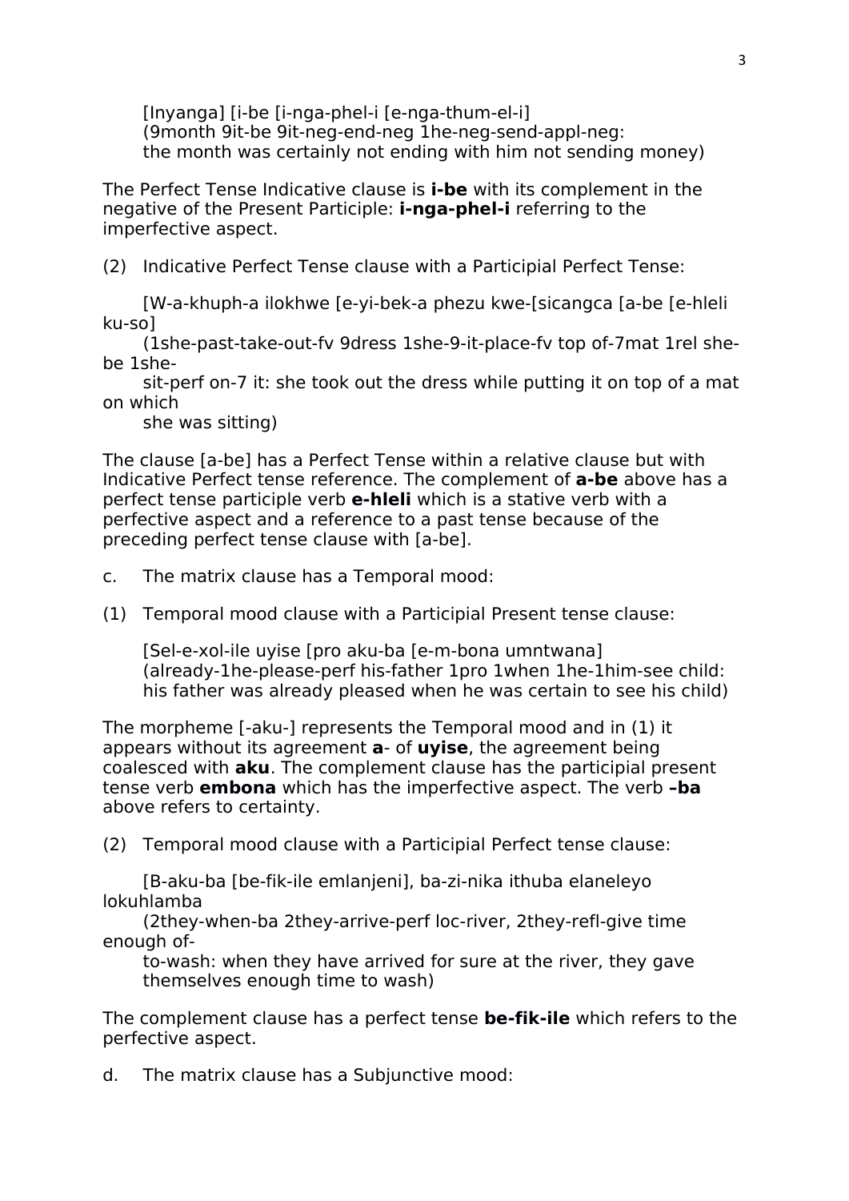[Inyanga] [i-be [i-nga-phel-i [e-nga-thum-el-i]
(9month 9it-be 9it-neg-end-neg 1he-neg-send-appl-neg:
the month was certainly not ending with him not sending money)

The Perfect Tense Indicative clause is **i-be** with its complement in the negative of the Present Participle: **i-nga-phel-i** referring to the imperfective aspect.

(2) Indicative Perfect Tense clause with a Participial Perfect Tense:

[W-a-khuph-a ilokhwe [e-yi-bek-a phezu kwe-[sicangca [a-be [e-hleli ku-so]
(1she-past-take-out-fv 9dress 1she-9-it-place-fv top of-7mat 1rel she-be 1she-
sit-perf on-7 it: she took out the dress while putting it on top of a mat on which
she was sitting)

The clause [a-be] has a Perfect Tense within a relative clause but with Indicative Perfect tense reference. The complement of **a-be** above has a perfect tense participle verb **e-hleli** which is a stative verb with a perfective aspect and a reference to a past tense because of the preceding perfect tense clause with [a-be].

c. The matrix clause has a Temporal mood:

(1) Temporal mood clause with a Participial Present tense clause:

[Sel-e-xol-ile uyise [pro aku-ba [e-m-bona umntwana]
(already-1he-please-perf his-father 1pro 1when 1he-1him-see child:
his father was already pleased when he was certain to see his child)

The morpheme [-aku-] represents the Temporal mood and in (1) it appears without its agreement **a**- of **uyise**, the agreement being coalesced with **aku**. The complement clause has the participial present tense verb **embona** which has the imperfective aspect. The verb **–ba** above refers to certainty.

(2) Temporal mood clause with a Participial Perfect tense clause:

[B-aku-ba [be-fik-ile emlanjeni], ba-zi-nika ithuba elaneleyo lokuhlamba
(2they-when-ba 2they-arrive-perf loc-river, 2they-refl-give time enough of-
to-wash: when they have arrived for sure at the river, they gave
themselves enough time to wash)

The complement clause has a perfect tense **be-fik-ile** which refers to the perfective aspect.

d. The matrix clause has a Subjunctive mood: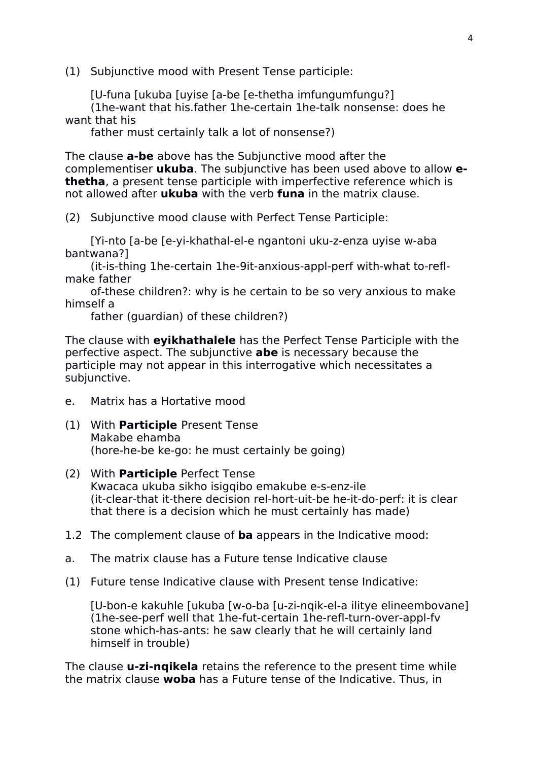(1) Subjunctive mood with Present Tense participle:

[U-funa [ukuba [uyise [a-be [e-thetha imfungumfungu?]
(1he-want that his.father 1he-certain 1he-talk nonsense: does he want that his father must certainly talk a lot of nonsense?)

The clause **a-be** above has the Subjunctive mood after the complementiser **ukuba**. The subjunctive has been used above to allow **e-thetha**, a present tense participle with imperfective reference which is not allowed after **ukuba** with the verb **funa** in the matrix clause.

(2) Subjunctive mood clause with Perfect Tense Participle:

[Yi-nto [a-be [e-yi-khathal-el-e ngantoni uku-z-enza uyise w-aba bantwana?]
(it-is-thing 1he-certain 1he-9it-anxious-appl-perf with-what to-refl-make father of-these children?: why is he certain to be so very anxious to make himself a father (guardian) of these children?)

The clause with **eyikhathalele** has the Perfect Tense Participle with the perfective aspect. The subjunctive **abe** is necessary because the participle may not appear in this interrogative which necessitates a subjunctive.

e. Matrix has a Hortative mood

(1) With **Participle** Present Tense
Makabe ehamba
(hore-he-be ke-go: he must certainly be going)

(2) With **Participle** Perfect Tense
Kwacaca ukuba sikho isigqibo emakube e-s-enz-ile
(it-clear-that it-there decision rel-hort-uit-be he-it-do-perf: it is clear that there is a decision which he must certainly has made)

1.2 The complement clause of **ba** appears in the Indicative mood:

a. The matrix clause has a Future tense Indicative clause

(1) Future tense Indicative clause with Present tense Indicative:

[U-bon-e kakuhle [ukuba [w-o-ba [u-zi-nqik-el-a ilitye elineembovane]
(1he-see-perf well that 1he-fut-certain 1he-refl-turn-over-appl-fv stone which-has-ants: he saw clearly that he will certainly land himself in trouble)

The clause **u-zi-nqikela** retains the reference to the present time while the matrix clause **woba** has a Future tense of the Indicative. Thus, in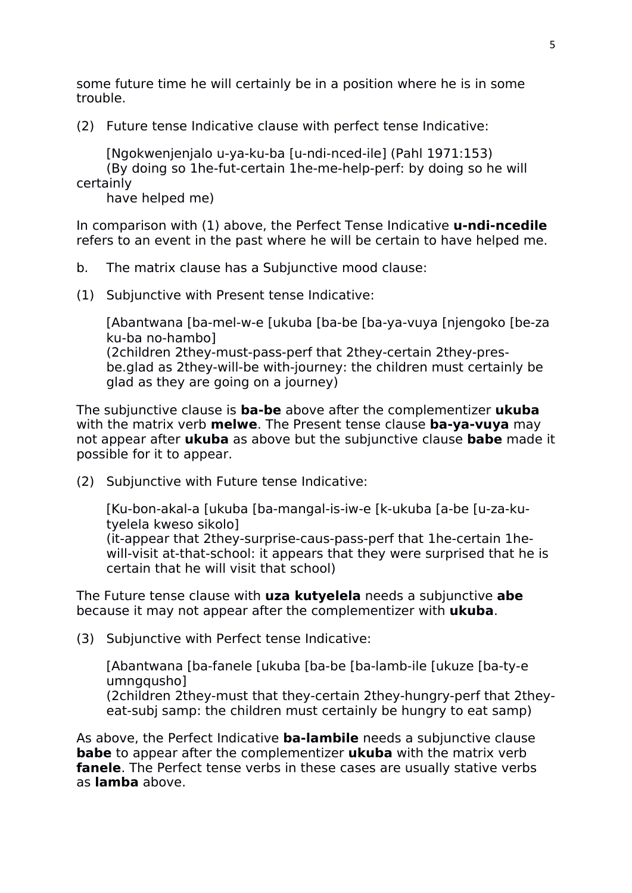some future time he will certainly be in a position where he is in some trouble.

(2) Future tense Indicative clause with perfect tense Indicative:

[Ngokwenjenjalo u-ya-ku-ba [u-ndi-nced-ile] (Pahl 1971:153)
(By doing so 1he-fut-certain 1he-me-help-perf: by doing so he will certainly have helped me)

In comparison with (1) above, the Perfect Tense Indicative **u-ndi-ncedile** refers to an event in the past where he will be certain to have helped me.

b. The matrix clause has a Subjunctive mood clause:

(1) Subjunctive with Present tense Indicative:

[Abantwana [ba-mel-w-e [ukuba [ba-be [ba-ya-vuya [njengoko [be-za ku-ba no-hambo]
(2children 2they-must-pass-perf that 2they-certain 2they-pres-be.glad as 2they-will-be with-journey: the children must certainly be glad as they are going on a journey)

The subjunctive clause is **ba-be** above after the complementizer **ukuba** with the matrix verb **melwe**. The Present tense clause **ba-ya-vuya** may not appear after **ukuba** as above but the subjunctive clause **babe** made it possible for it to appear.

(2) Subjunctive with Future tense Indicative:

[Ku-bon-akal-a [ukuba [ba-mangal-is-iw-e [k-ukuba [a-be [u-za-ku-tyelela kweso sikolo]
(it-appear that 2they-surprise-caus-pass-perf that 1he-certain 1he-will-visit at-that-school: it appears that they were surprised that he is certain that he will visit that school)

The Future tense clause with **uza kutyelela** needs a subjunctive **abe** because it may not appear after the complementizer with **ukuba**.

(3) Subjunctive with Perfect tense Indicative:

[Abantwana [ba-fanele [ukuba [ba-be [ba-lamb-ile [ukuze [ba-ty-e umngqusho]
(2children 2they-must that they-certain 2they-hungry-perf that 2they-eat-subj samp: the children must certainly be hungry to eat samp)

As above, the Perfect Indicative **ba-lambile** needs a subjunctive clause **babe** to appear after the complementizer **ukuba** with the matrix verb **fanele**. The Perfect tense verbs in these cases are usually stative verbs as **lamba** above.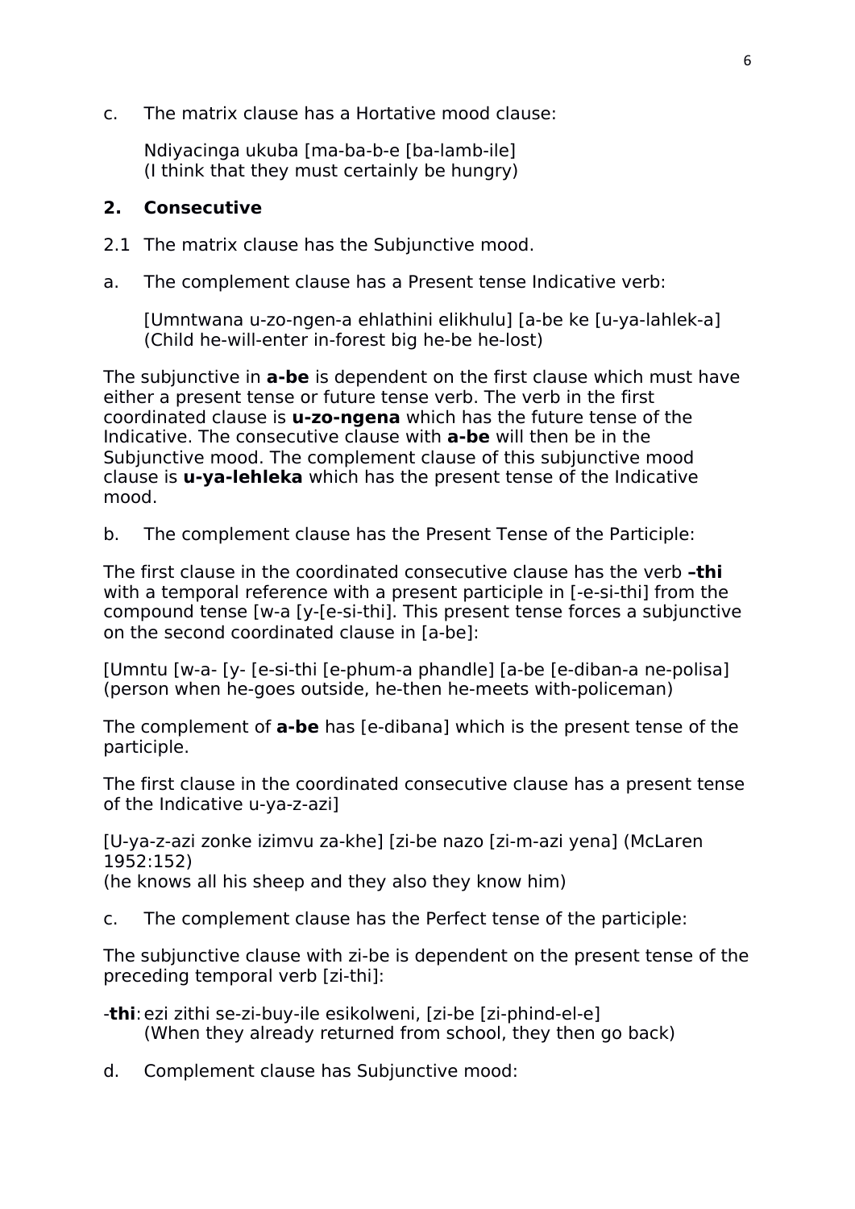c. The matrix clause has a Hortative mood clause:

Ndiyacinga ukuba [ma-ba-b-e [ba-lamb-ile]
(I think that they must certainly be hungry)

**2. Consecutive**

2.1 The matrix clause has the Subjunctive mood.

a. The complement clause has a Present tense Indicative verb:

[Umntwana u-zo-ngen-a ehlathini elikhulu] [a-be ke [u-ya-lahlek-a]
(Child he-will-enter in-forest big he-be he-lost)

The subjunctive in **a-be** is dependent on the first clause which must have either a present tense or future tense verb. The verb in the first coordinated clause is **u-zo-ngena** which has the future tense of the Indicative. The consecutive clause with **a-be** will then be in the Subjunctive mood. The complement clause of this subjunctive mood clause is **u-ya-lehleka** which has the present tense of the Indicative mood.

b. The complement clause has the Present Tense of the Participle:

The first clause in the coordinated consecutive clause has the verb **–thi** with a temporal reference with a present participle in [-e-si-thi] from the compound tense [w-a [y-[e-si-thi]. This present tense forces a subjunctive on the second coordinated clause in [a-be]:

[Umntu [w-a- [y- [e-si-thi [e-phum-a phandle] [a-be [e-diban-a ne-polisa]
(person when he-goes outside, he-then he-meets with-policeman)

The complement of **a-be** has [e-dibana] which is the present tense of the participle.

The first clause in the coordinated consecutive clause has a present tense of the Indicative u-ya-z-azi]

[U-ya-z-azi zonke izimvu za-khe] [zi-be nazo [zi-m-azi yena] (McLaren 1952:152)
(he knows all his sheep and they also they know him)

c. The complement clause has the Perfect tense of the participle:

The subjunctive clause with zi-be is dependent on the present tense of the preceding temporal verb [zi-thi]:

-**thi**: ezi zithi se-zi-buy-ile esikolweni, [zi-be [zi-phind-el-e]
(When they already returned from school, they then go back)

d. Complement clause has Subjunctive mood: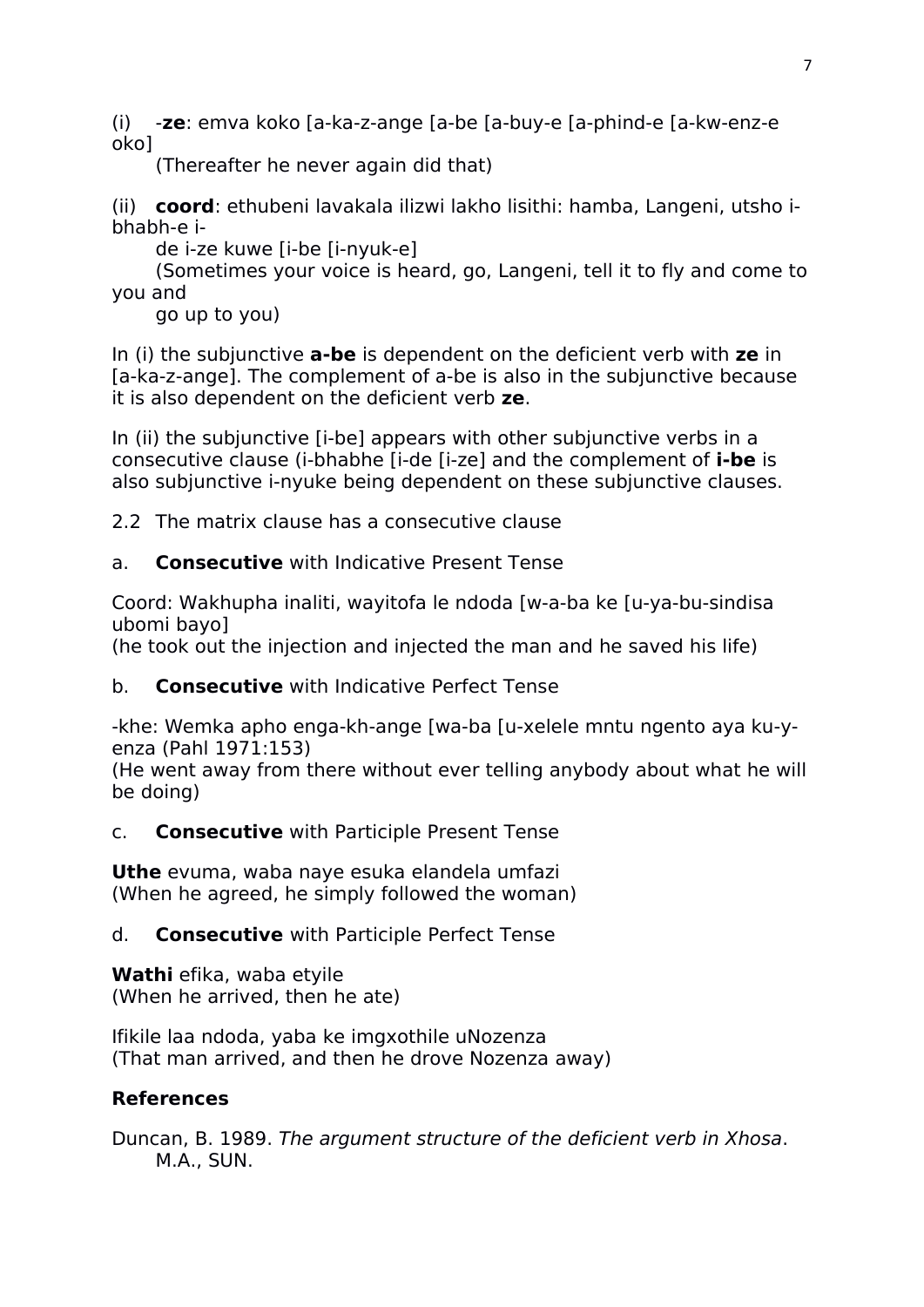(i) -**ze**: emva koko [a-ka-z-ange [a-be [a-buy-e [a-phind-e [a-kw-enz-e oko]

(Thereafter he never again did that)

(ii) **coord**: ethubeni lavakala ilizwi lakho lisithi: hamba, Langeni, utsho i-bhabh-e i-de i-ze kuwe [i-be [i-nyuk-e]

(Sometimes your voice is heard, go, Langeni, tell it to fly and come to you and go up to you)

In (i) the subjunctive **a-be** is dependent on the deficient verb with **ze** in [a-ka-z-ange]. The complement of a-be is also in the subjunctive because it is also dependent on the deficient verb **ze**.

In (ii) the subjunctive [i-be] appears with other subjunctive verbs in a consecutive clause (i-bhabhe [i-de [i-ze] and the complement of **i-be** is also subjunctive i-nyuke being dependent on these subjunctive clauses.

2.2 The matrix clause has a consecutive clause

a. **Consecutive** with Indicative Present Tense

Coord: Wakhupha inaliti, wayitofa le ndoda [w-a-ba ke [u-ya-bu-sindisa ubomi bayo]
(he took out the injection and injected the man and he saved his life)

b. **Consecutive** with Indicative Perfect Tense

-khe: Wemka apho enga-kh-ange [wa-ba [u-xelele mntu ngento aya ku-y-enza (Pahl 1971:153)
(He went away from there without ever telling anybody about what he will be doing)

c. **Consecutive** with Participle Present Tense

**Uthe** evuma, waba naye esuka elandela umfazi
(When he agreed, he simply followed the woman)

d. **Consecutive** with Participle Perfect Tense

**Wathi** efika, waba etyile
(When he arrived, then he ate)

Ifikile laa ndoda, yaba ke imgxothile uNozenza
(That man arrived, and then he drove Nozenza away)

## References

Duncan, B. 1989. *The argument structure of the deficient verb in Xhosa*. M.A., SUN.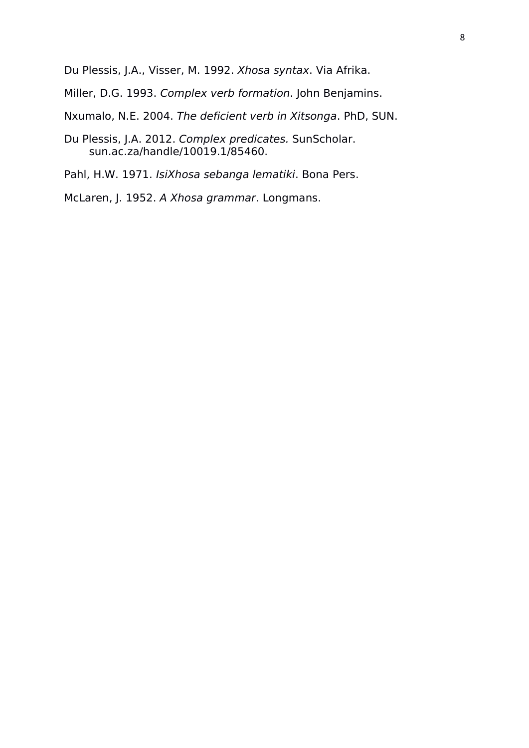Du Plessis, J.A., Visser, M. 1992. *Xhosa syntax*. Via Afrika.

Miller, D.G. 1993. *Complex verb formation*. John Benjamins.

Nxumalo, N.E. 2004. *The deficient verb in Xitsonga*. PhD, SUN.

Du Plessis, J.A. 2012. *Complex predicates.* SunScholar. sun.ac.za/handle/10019.1/85460.

Pahl, H.W. 1971. *IsiXhosa sebanga lematiki*. Bona Pers.

McLaren, J. 1952. *A Xhosa grammar*. Longmans.